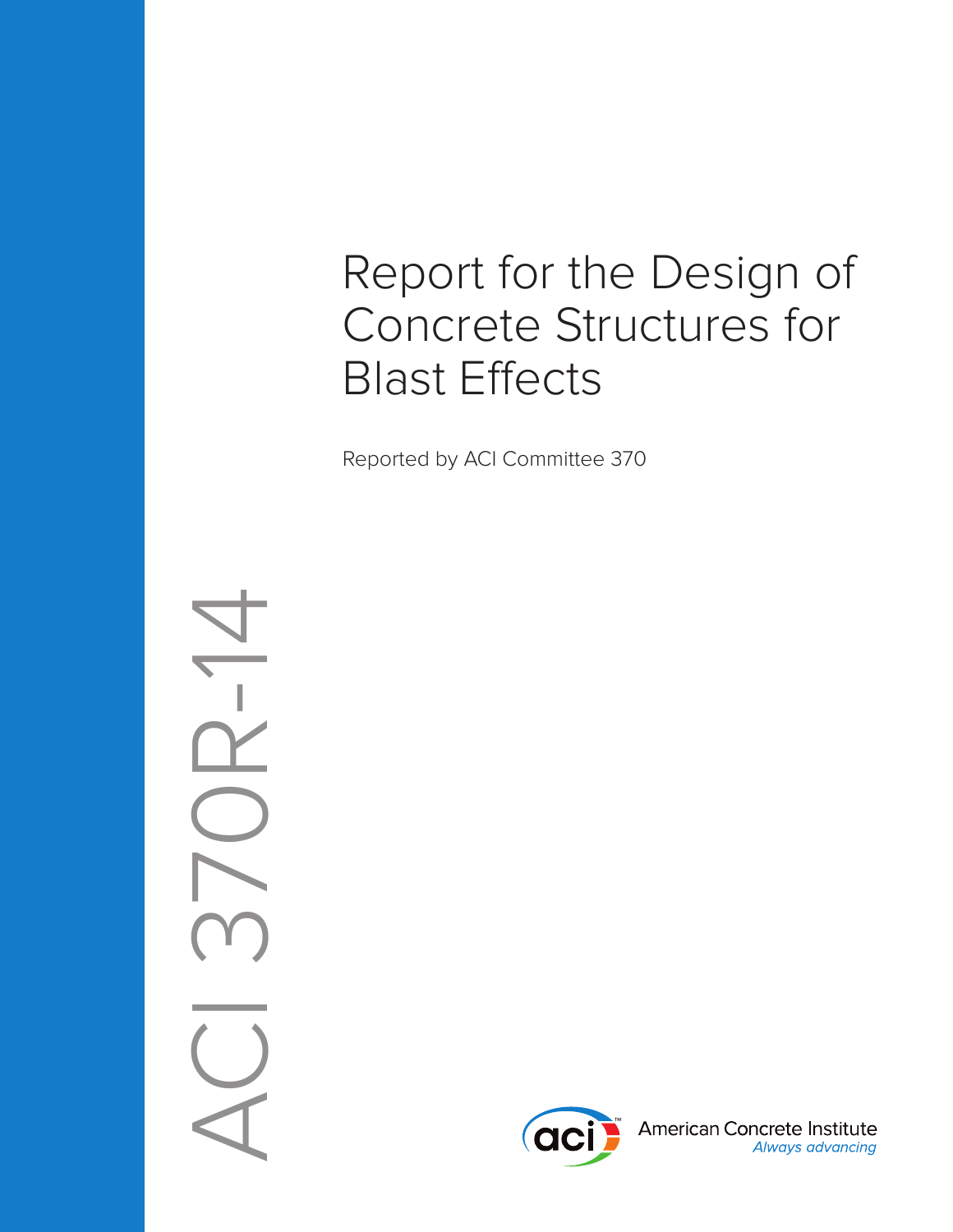# Report for the Design of Concrete Structures for Blast Effects

Reported by ACI Committee 370

ACI 370R-14

American Concrete Institute
*Always advancing*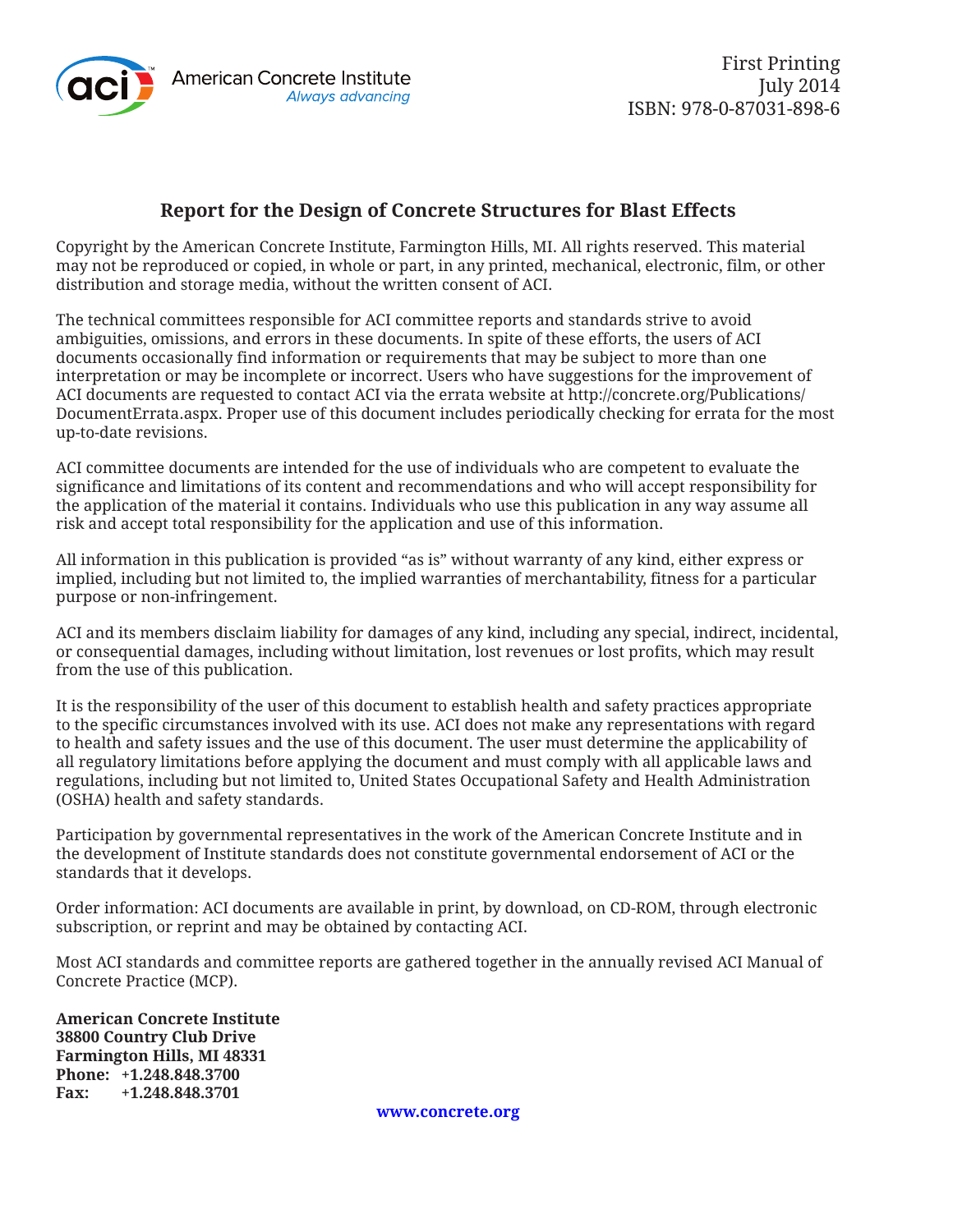American Concrete Institute
*Always advancing*

First Printing
July 2014
ISBN: 978-0-87031-898-6

## Report for the Design of Concrete Structures for Blast Effects

Copyright by the American Concrete Institute, Farmington Hills, MI. All rights reserved. This material may not be reproduced or copied, in whole or part, in any printed, mechanical, electronic, film, or other distribution and storage media, without the written consent of ACI.

The technical committees responsible for ACI committee reports and standards strive to avoid ambiguities, omissions, and errors in these documents. In spite of these efforts, the users of ACI documents occasionally find information or requirements that may be subject to more than one interpretation or may be incomplete or incorrect. Users who have suggestions for the improvement of ACI documents are requested to contact ACI via the errata website at http://concrete.org/Publications/DocumentErrata.aspx. Proper use of this document includes periodically checking for errata for the most up-to-date revisions.

ACI committee documents are intended for the use of individuals who are competent to evaluate the significance and limitations of its content and recommendations and who will accept responsibility for the application of the material it contains. Individuals who use this publication in any way assume all risk and accept total responsibility for the application and use of this information.

All information in this publication is provided "as is" without warranty of any kind, either express or implied, including but not limited to, the implied warranties of merchantability, fitness for a particular purpose or non-infringement.

ACI and its members disclaim liability for damages of any kind, including any special, indirect, incidental, or consequential damages, including without limitation, lost revenues or lost profits, which may result from the use of this publication.

It is the responsibility of the user of this document to establish health and safety practices appropriate to the specific circumstances involved with its use. ACI does not make any representations with regard to health and safety issues and the use of this document. The user must determine the applicability of all regulatory limitations before applying the document and must comply with all applicable laws and regulations, including but not limited to, United States Occupational Safety and Health Administration (OSHA) health and safety standards.

Participation by governmental representatives in the work of the American Concrete Institute and in the development of Institute standards does not constitute governmental endorsement of ACI or the standards that it develops.

Order information: ACI documents are available in print, by download, on CD-ROM, through electronic subscription, or reprint and may be obtained by contacting ACI.

Most ACI standards and committee reports are gathered together in the annually revised ACI Manual of Concrete Practice (MCP).

**American Concrete Institute**
**38800 Country Club Drive**
**Farmington Hills, MI 48331**
**Phone: +1.248.848.3700**
**Fax: +1.248.848.3701**

**www.concrete.org**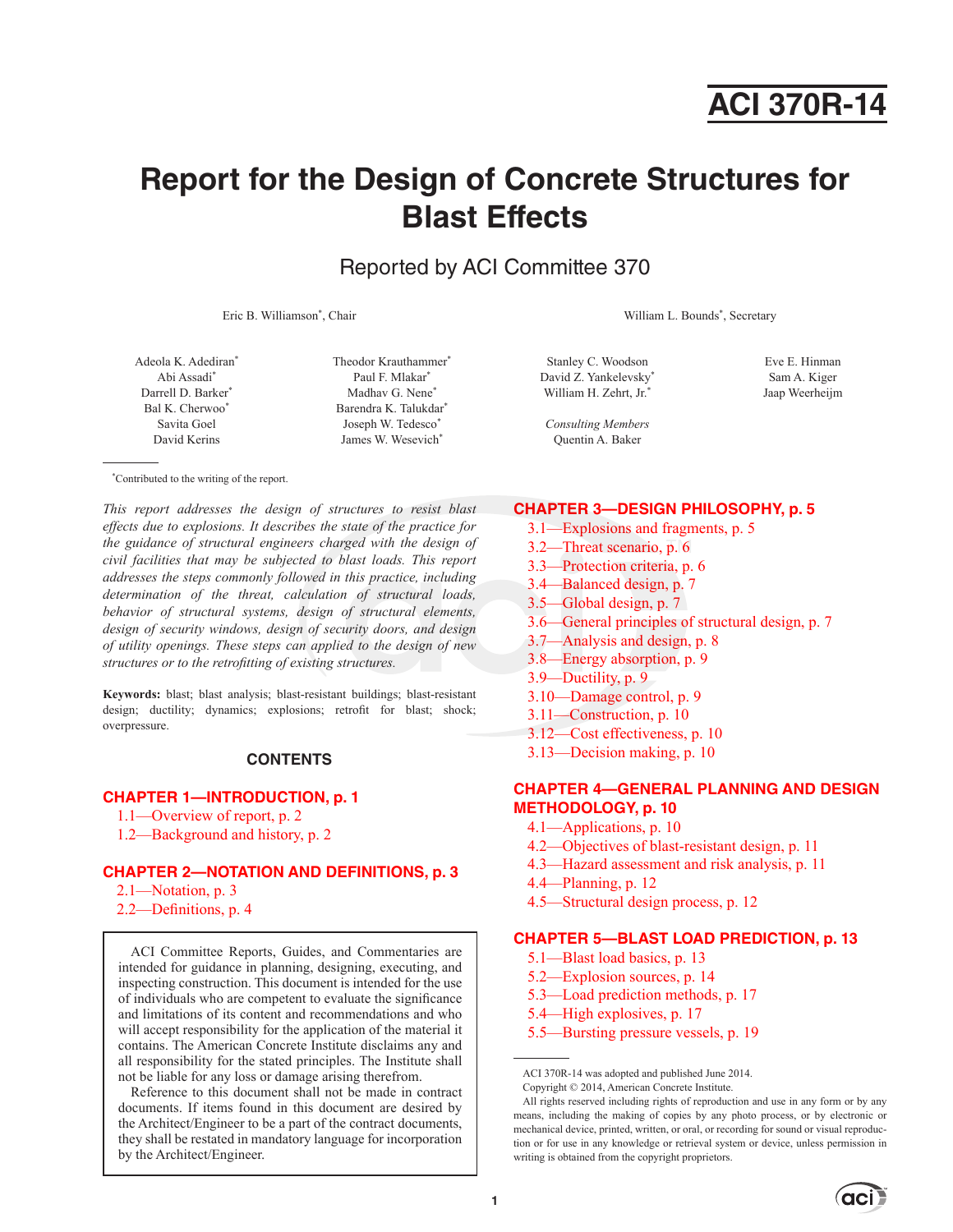# ACI 370R-14

# Report for the Design of Concrete Structures for Blast Effects

## Reported by ACI Committee 370

Eric B. Williamson*, Chair

William L. Bounds*, Secretary

Adeola K. Adediran*
Abi Assadi*
Darrell D. Barker*
Bal K. Cherwoo*
Savita Goel
David Kerins

Theodor Krauthammer*
Paul F. Mlakar*
Madhav G. Nene*
Barendra K. Talukdar*
Joseph W. Tedesco*
James W. Wesevich*

Stanley C. Woodson
David Z. Yankelevsky*
William H. Zehrt, Jr.*

*Consulting Members*
Quentin A. Baker

Eve E. Hinman
Sam A. Kiger
Jaap Weerheijm

*Contributed to the writing of the report.

*This report addresses the design of structures to resist blast effects due to explosions. It describes the state of the practice for the guidance of structural engineers charged with the design of civil facilities that may be subjected to blast loads. This report addresses the steps commonly followed in this practice, including determination of the threat, calculation of structural loads, behavior of structural systems, design of structural elements, design of security windows, design of security doors, and design of utility openings. These steps can applied to the design of new structures or to the retrofitting of existing structures.*

**Keywords:** blast; blast analysis; blast-resistant buildings; blast-resistant design; ductility; dynamics; explosions; retrofit for blast; shock; overpressure.

### CONTENTS

**CHAPTER 1—INTRODUCTION, p. 1**

1.1—Overview of report, p. 2
1.2—Background and history, p. 2

**CHAPTER 2—NOTATION AND DEFINITIONS, p. 3**

2.1—Notation, p. 3
2.2—Definitions, p. 4

**CHAPTER 3—DESIGN PHILOSOPHY, p. 5**

3.1—Explosions and fragments, p. 5
3.2—Threat scenario, p. 6
3.3—Protection criteria, p. 6
3.4—Balanced design, p. 7
3.5—Global design, p. 7
3.6—General principles of structural design, p. 7
3.7—Analysis and design, p. 8
3.8—Energy absorption, p. 9
3.9—Ductility, p. 9
3.10—Damage control, p. 9
3.11—Construction, p. 10
3.12—Cost effectiveness, p. 10
3.13—Decision making, p. 10

**CHAPTER 4—GENERAL PLANNING AND DESIGN METHODOLOGY, p. 10**

4.1—Applications, p. 10
4.2—Objectives of blast-resistant design, p. 11
4.3—Hazard assessment and risk analysis, p. 11
4.4—Planning, p. 12
4.5—Structural design process, p. 12

**CHAPTER 5—BLAST LOAD PREDICTION, p. 13**

5.1—Blast load basics, p. 13
5.2—Explosion sources, p. 14
5.3—Load prediction methods, p. 17
5.4—High explosives, p. 17
5.5—Bursting pressure vessels, p. 19

ACI Committee Reports, Guides, and Commentaries are intended for guidance in planning, designing, executing, and inspecting construction. This document is intended for the use of individuals who are competent to evaluate the significance and limitations of its content and recommendations and who will accept responsibility for the application of the material it contains. The American Concrete Institute disclaims any and all responsibility for the stated principles. The Institute shall not be liable for any loss or damage arising therefrom.

Reference to this document shall not be made in contract documents. If items found in this document are desired by the Architect/Engineer to be a part of the contract documents, they shall be restated in mandatory language for incorporation by the Architect/Engineer.

ACI 370R-14 was adopted and published June 2014.

Copyright © 2014, American Concrete Institute.

All rights reserved including rights of reproduction and use in any form or by any means, including the making of copies by any photo process, or by electronic or mechanical device, printed, written, or oral, or recording for sound or visual reproduction or for use in any knowledge or retrieval system or device, unless permission in writing is obtained from the copyright proprietors.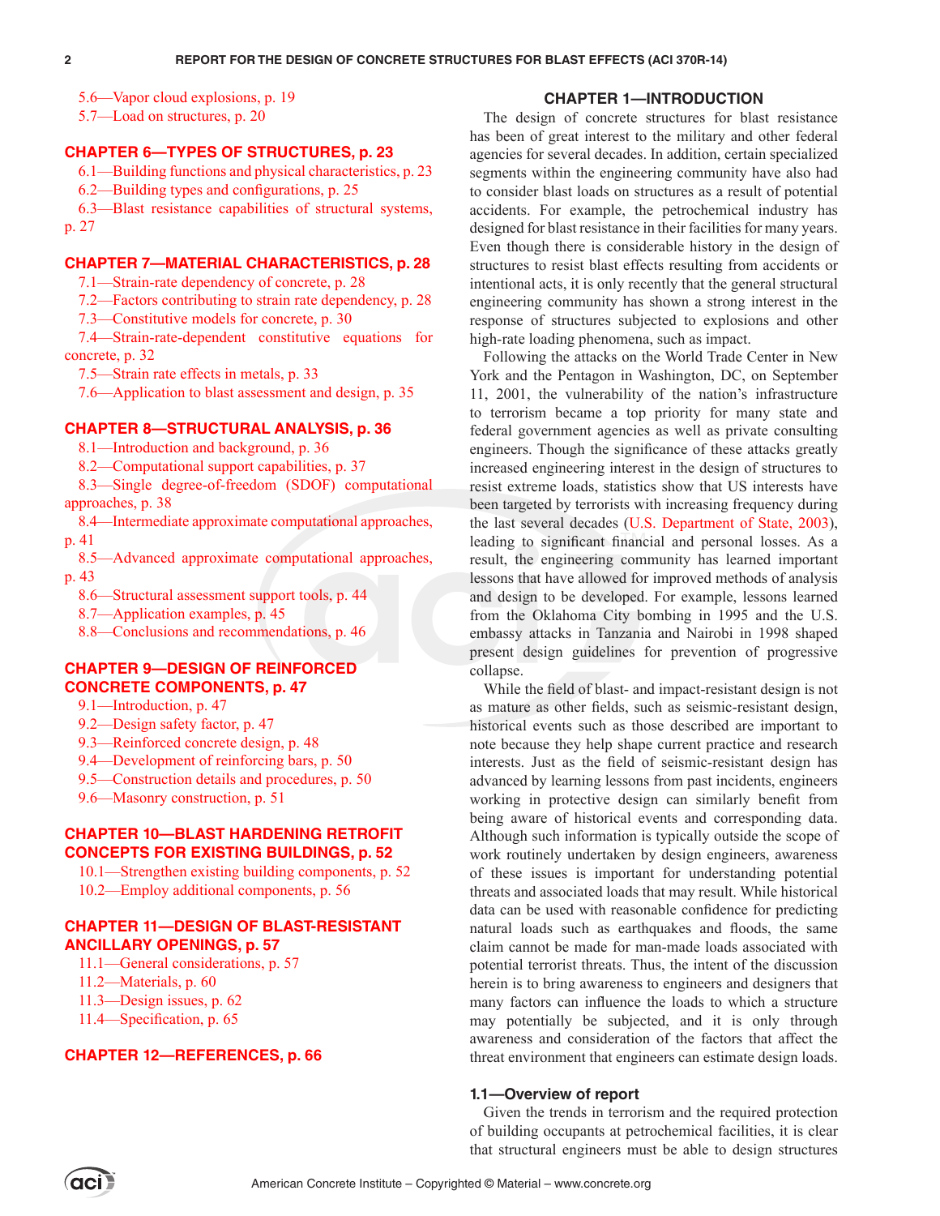5.6—Vapor cloud explosions, p. 19

5.7—Load on structures, p. 20

## CHAPTER 6—TYPES OF STRUCTURES, p. 23

6.1—Building functions and physical characteristics, p. 23

6.2—Building types and configurations, p. 25

6.3—Blast resistance capabilities of structural systems, p. 27

## CHAPTER 7—MATERIAL CHARACTERISTICS, p. 28

7.1—Strain-rate dependency of concrete, p. 28

7.2—Factors contributing to strain rate dependency, p. 28

7.3—Constitutive models for concrete, p. 30

7.4—Strain-rate-dependent constitutive equations for concrete, p. 32

7.5—Strain rate effects in metals, p. 33

7.6—Application to blast assessment and design, p. 35

## CHAPTER 8—STRUCTURAL ANALYSIS, p. 36

8.1—Introduction and background, p. 36

8.2—Computational support capabilities, p. 37

8.3—Single degree-of-freedom (SDOF) computational approaches, p. 38

8.4—Intermediate approximate computational approaches, p. 41

8.5—Advanced approximate computational approaches, p. 43

8.6—Structural assessment support tools, p. 44

8.7—Application examples, p. 45

8.8—Conclusions and recommendations, p. 46

## CHAPTER 9—DESIGN OF REINFORCED CONCRETE COMPONENTS, p. 47

9.1—Introduction, p. 47

9.2—Design safety factor, p. 47

9.3—Reinforced concrete design, p. 48

9.4—Development of reinforcing bars, p. 50

9.5—Construction details and procedures, p. 50

9.6—Masonry construction, p. 51

## CHAPTER 10—BLAST HARDENING RETROFIT CONCEPTS FOR EXISTING BUILDINGS, p. 52

10.1—Strengthen existing building components, p. 52

10.2—Employ additional components, p. 56

## CHAPTER 11—DESIGN OF BLAST-RESISTANT ANCILLARY OPENINGS, p. 57

11.1—General considerations, p. 57

11.2—Materials, p. 60

11.3—Design issues, p. 62

11.4—Specification, p. 65

## CHAPTER 12—REFERENCES, p. 66

## CHAPTER 1—INTRODUCTION

The design of concrete structures for blast resistance has been of great interest to the military and other federal agencies for several decades. In addition, certain specialized segments within the engineering community have also had to consider blast loads on structures as a result of potential accidents. For example, the petrochemical industry has designed for blast resistance in their facilities for many years. Even though there is considerable history in the design of structures to resist blast effects resulting from accidents or intentional acts, it is only recently that the general structural engineering community has shown a strong interest in the response of structures subjected to explosions and other high-rate loading phenomena, such as impact.

Following the attacks on the World Trade Center in New York and the Pentagon in Washington, DC, on September 11, 2001, the vulnerability of the nation's infrastructure to terrorism became a top priority for many state and federal government agencies as well as private consulting engineers. Though the significance of these attacks greatly increased engineering interest in the design of structures to resist extreme loads, statistics show that US interests have been targeted by terrorists with increasing frequency during the last several decades (U.S. Department of State, 2003), leading to significant financial and personal losses. As a result, the engineering community has learned important lessons that have allowed for improved methods of analysis and design to be developed. For example, lessons learned from the Oklahoma City bombing in 1995 and the U.S. embassy attacks in Tanzania and Nairobi in 1998 shaped present design guidelines for prevention of progressive collapse.

While the field of blast- and impact-resistant design is not as mature as other fields, such as seismic-resistant design, historical events such as those described are important to note because they help shape current practice and research interests. Just as the field of seismic-resistant design has advanced by learning lessons from past incidents, engineers working in protective design can similarly benefit from being aware of historical events and corresponding data. Although such information is typically outside the scope of work routinely undertaken by design engineers, awareness of these issues is important for understanding potential threats and associated loads that may result. While historical data can be used with reasonable confidence for predicting natural loads such as earthquakes and floods, the same claim cannot be made for man-made loads associated with potential terrorist threats. Thus, the intent of the discussion herein is to bring awareness to engineers and designers that many factors can influence the loads to which a structure may potentially be subjected, and it is only through awareness and consideration of the factors that affect the threat environment that engineers can estimate design loads.

### 1.1—Overview of report

Given the trends in terrorism and the required protection of building occupants at petrochemical facilities, it is clear that structural engineers must be able to design structures